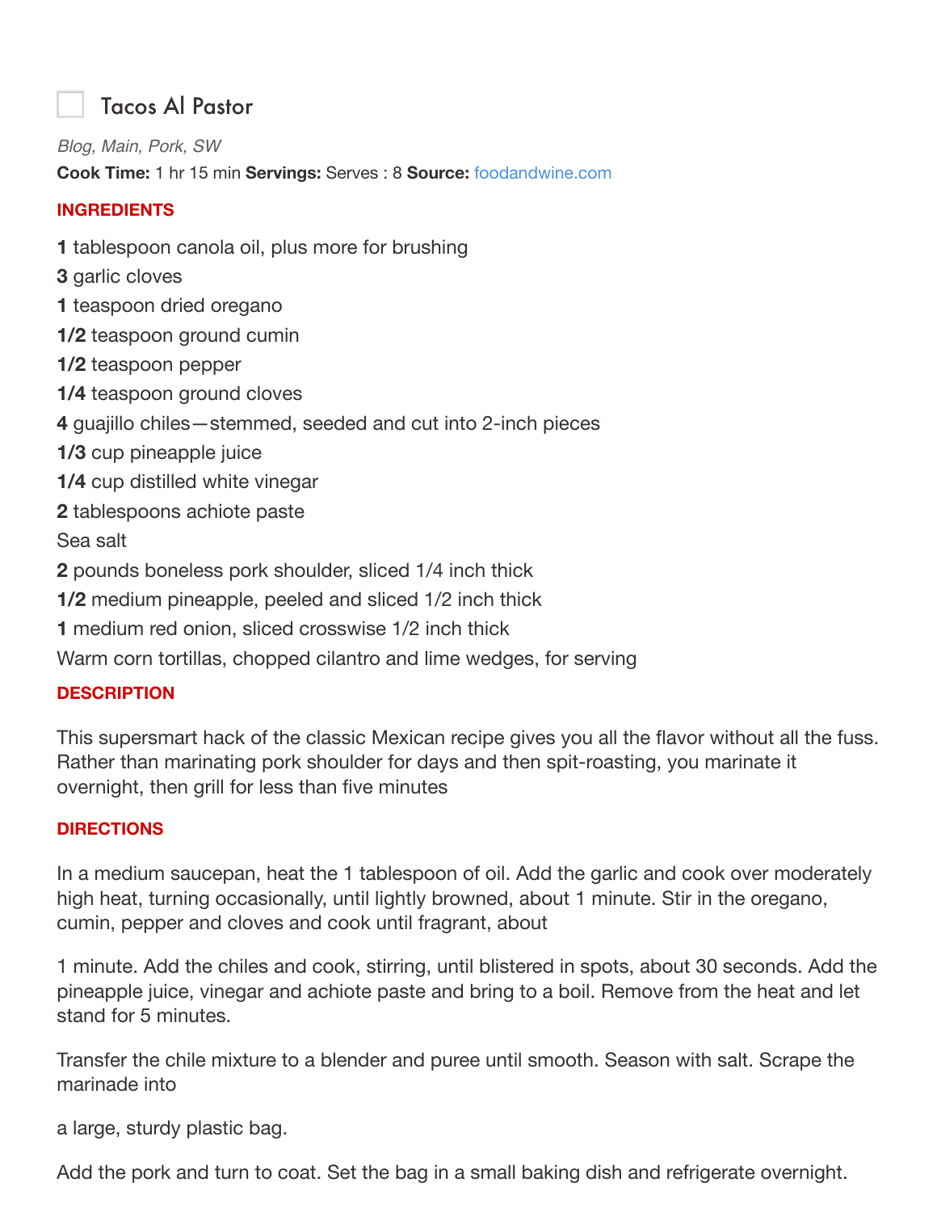# Tacos Al Pastor

*Blog, Main, Pork, SW*

**Cook Time:** 1 hr 15 min **Servings:** Serves : 8 **Source:** foodandwine.com

**INGREDIENTS**

**1** tablespoon canola oil, plus more for brushing
**3** garlic cloves
**1** teaspoon dried oregano
**1/2** teaspoon ground cumin
**1/2** teaspoon pepper
**1/4** teaspoon ground cloves
**4** guajillo chiles—stemmed, seeded and cut into 2-inch pieces
**1/3** cup pineapple juice
**1/4** cup distilled white vinegar
**2** tablespoons achiote paste
Sea salt
**2** pounds boneless pork shoulder, sliced 1/4 inch thick
**1/2** medium pineapple, peeled and sliced 1/2 inch thick
**1** medium red onion, sliced crosswise 1/2 inch thick
Warm corn tortillas, chopped cilantro and lime wedges, for serving

**DESCRIPTION**

This supersmart hack of the classic Mexican recipe gives you all the flavor without all the fuss. Rather than marinating pork shoulder for days and then spit-roasting, you marinate it overnight, then grill for less than five minutes

**DIRECTIONS**

In a medium saucepan, heat the 1 tablespoon of oil. Add the garlic and cook over moderately high heat, turning occasionally, until lightly browned, about 1 minute. Stir in the oregano, cumin, pepper and cloves and cook until fragrant, about

1 minute. Add the chiles and cook, stirring, until blistered in spots, about 30 seconds. Add the pineapple juice, vinegar and achiote paste and bring to a boil. Remove from the heat and let stand for 5 minutes.

Transfer the chile mixture to a blender and puree until smooth. Season with salt. Scrape the marinade into

a large, sturdy plastic bag.

Add the pork and turn to coat. Set the bag in a small baking dish and refrigerate overnight.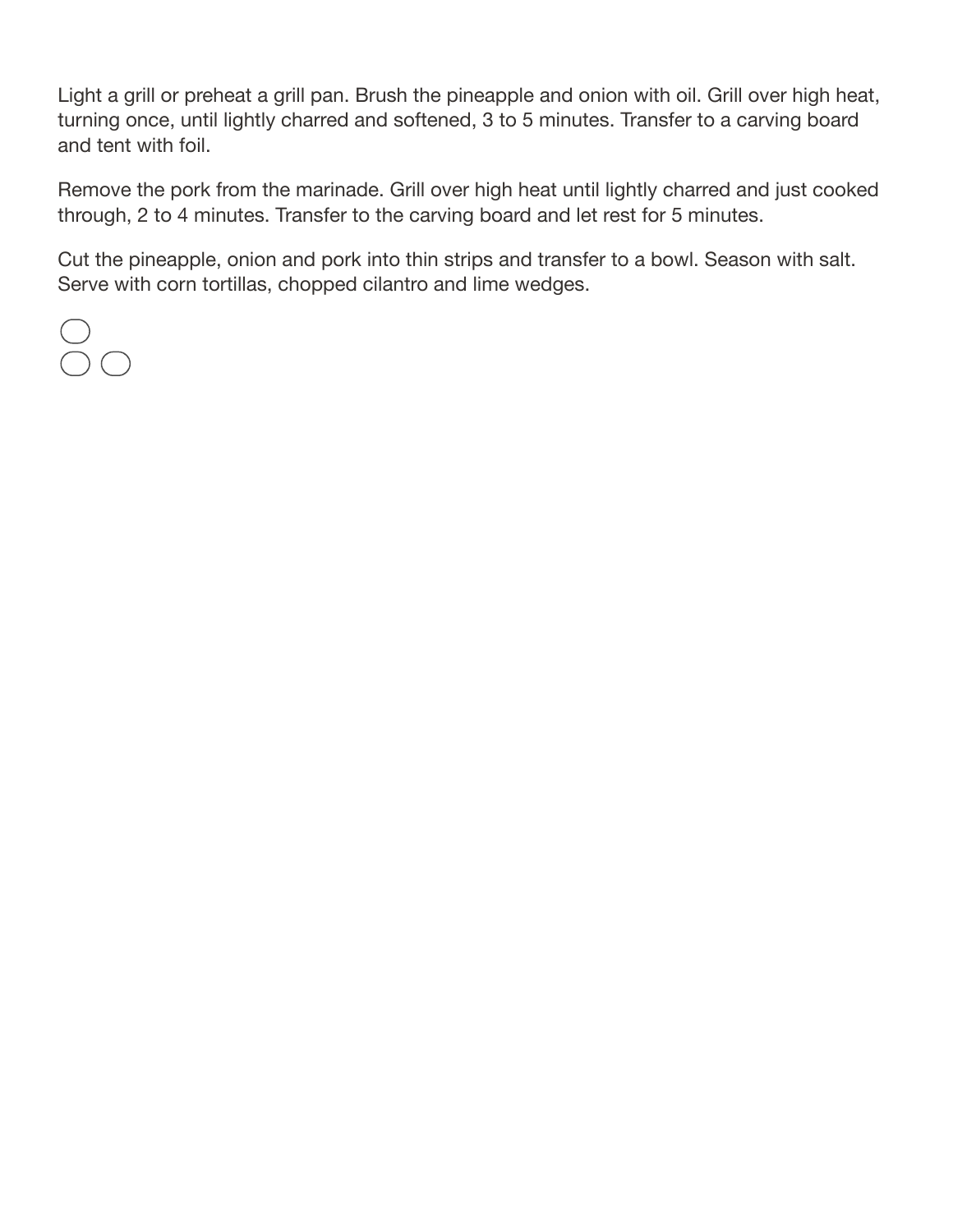Light a grill or preheat a grill pan. Brush the pineapple and onion with oil. Grill over high heat, turning once, until lightly charred and softened, 3 to 5 minutes. Transfer to a carving board and tent with foil.

Remove the pork from the marinade. Grill over high heat until lightly charred and just cooked through, 2 to 4 minutes. Transfer to the carving board and let rest for 5 minutes.

Cut the pineapple, onion and pork into thin strips and transfer to a bowl. Season with salt. Serve with corn tortillas, chopped cilantro and lime wedges.